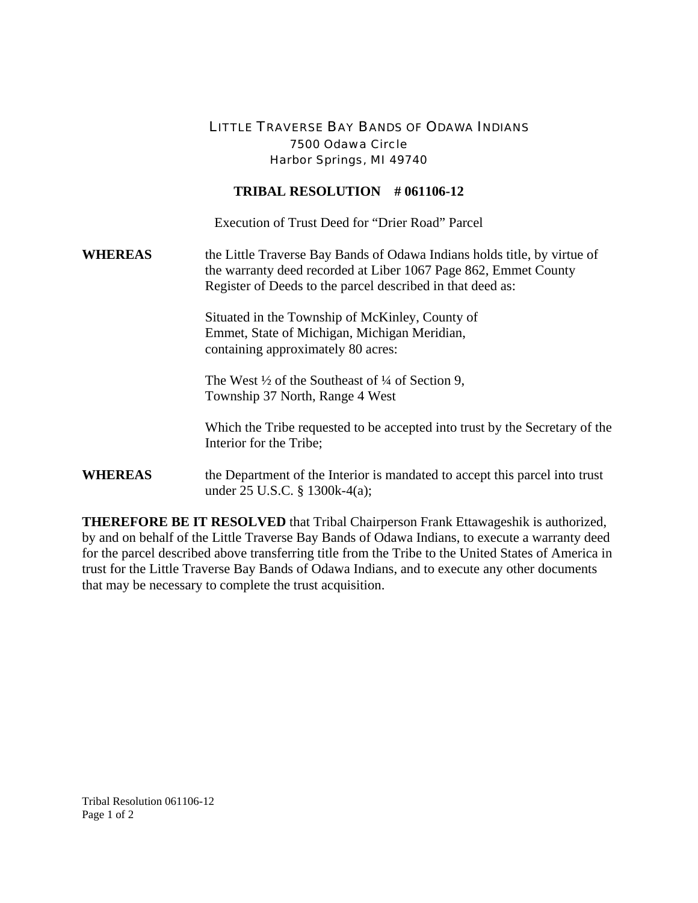LITTLE TRAVERSE BAY BANDS OF ODAWA INDIANS
7500 Odawa Circle
Harbor Springs, MI 49740

## TRIBAL RESOLUTION # 061106-12

Execution of Trust Deed for "Drier Road" Parcel

**WHEREAS** the Little Traverse Bay Bands of Odawa Indians holds title, by virtue of the warranty deed recorded at Liber 1067 Page 862, Emmet County Register of Deeds to the parcel described in that deed as:

Situated in the Township of McKinley, County of Emmet, State of Michigan, Michigan Meridian, containing approximately 80 acres:

The West ½ of the Southeast of ¼ of Section 9, Township 37 North, Range 4 West

Which the Tribe requested to be accepted into trust by the Secretary of the Interior for the Tribe;

**WHEREAS** the Department of the Interior is mandated to accept this parcel into trust under 25 U.S.C. § 1300k-4(a);

**THEREFORE BE IT RESOLVED** that Tribal Chairperson Frank Ettawageshik is authorized, by and on behalf of the Little Traverse Bay Bands of Odawa Indians, to execute a warranty deed for the parcel described above transferring title from the Tribe to the United States of America in trust for the Little Traverse Bay Bands of Odawa Indians, and to execute any other documents that may be necessary to complete the trust acquisition.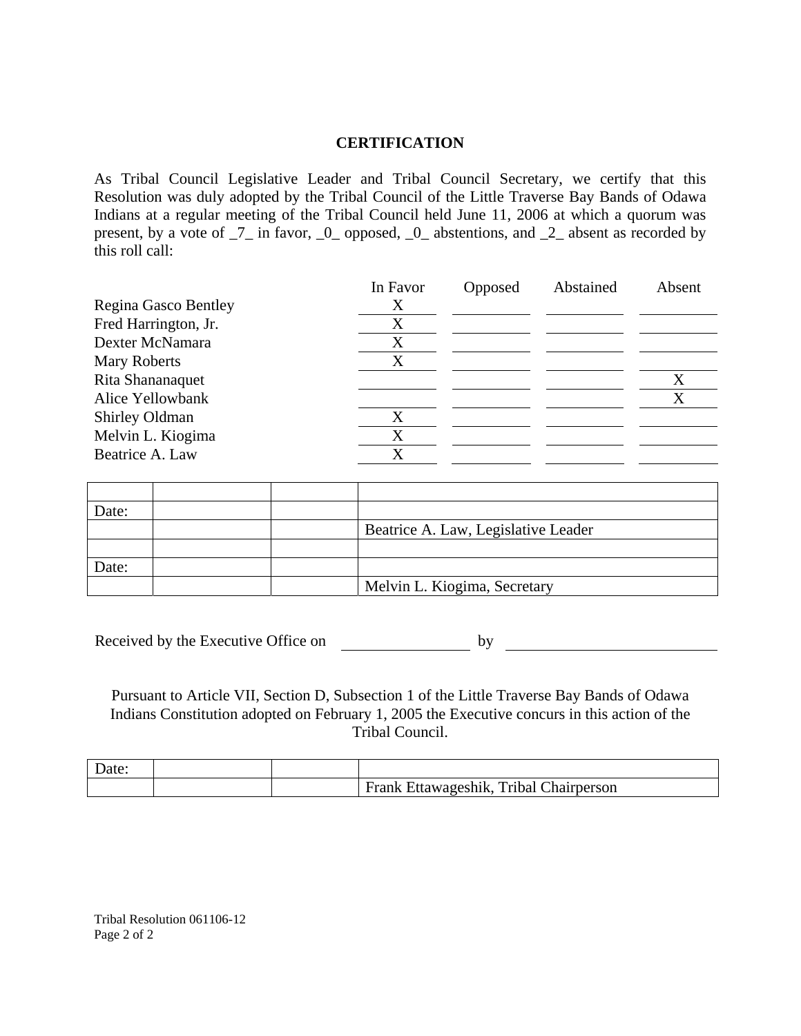**CERTIFICATION**

As Tribal Council Legislative Leader and Tribal Council Secretary, we certify that this Resolution was duly adopted by the Tribal Council of the Little Traverse Bay Bands of Odawa Indians at a regular meeting of the Tribal Council held June 11, 2006 at which a quorum was present, by a vote of _7_ in favor, _0_ opposed, _0_ abstentions, and _2_ absent as recorded by this roll call:

| | In Favor | Opposed | Abstained | Absent |
|---|---|---|---|---|
| Regina Gasco Bentley | X | | | |
| Fred Harrington, Jr. | X | | | |
| Dexter McNamara | X | | | |
| Mary Roberts | X | | | |
| Rita Shananaquet | | | | X |
| Alice Yellowbank | | | | X |
| Shirley Oldman | X | | | |
| Melvin L. Kiogima | X | | | |
| Beatrice A. Law | X | | | |

| | | | |
|---|---|---|---|
| Date: | | | |
| | | | Beatrice A. Law, Legislative Leader |
| | | | |
| Date: | | | |
| | | | Melvin L. Kiogima, Secretary |

Received by the Executive Office on \_\_\_\_\_\_\_\_\_\_\_\_\_\_\_\_ by \_\_\_\_\_\_\_\_\_\_\_\_\_\_\_\_\_\_\_\_\_\_\_\_\_\_\_\_

Pursuant to Article VII, Section D, Subsection 1 of the Little Traverse Bay Bands of Odawa Indians Constitution adopted on February 1, 2005 the Executive concurs in this action of the Tribal Council.

| | | | |
|---|---|---|---|
| Date: | | | |
| | | | Frank Ettawageshik, Tribal Chairperson |

Tribal Resolution 061106-12